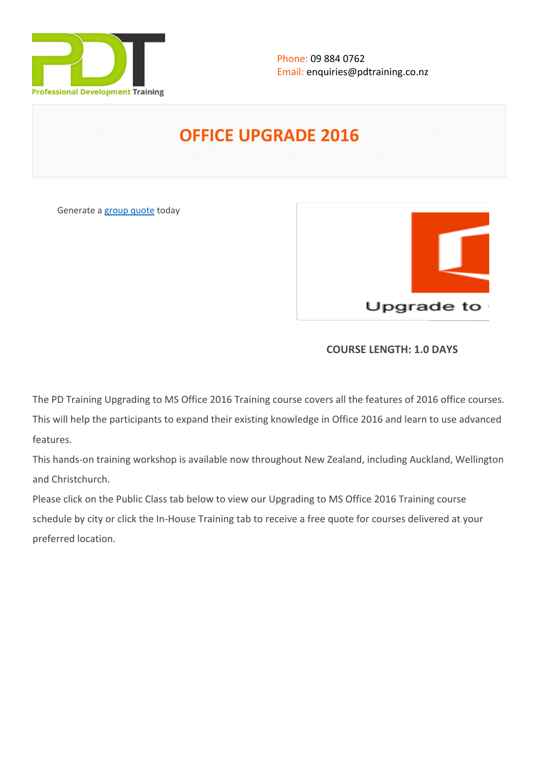Phone: 09 884 0762
Email: enquiries@pdtraining.co.nz

# OFFICE UPGRADE 2016

Generate a group quote today

**COURSE LENGTH: 1.0 DAYS**

The PD Training Upgrading to MS Office 2016 Training course covers all the features of 2016 office courses. This will help the participants to expand their existing knowledge in Office 2016 and learn to use advanced features.

This hands-on training workshop is available now throughout New Zealand, including Auckland, Wellington and Christchurch.

Please click on the Public Class tab below to view our Upgrading to MS Office 2016 Training course schedule by city or click the In-House Training tab to receive a free quote for courses delivered at your preferred location.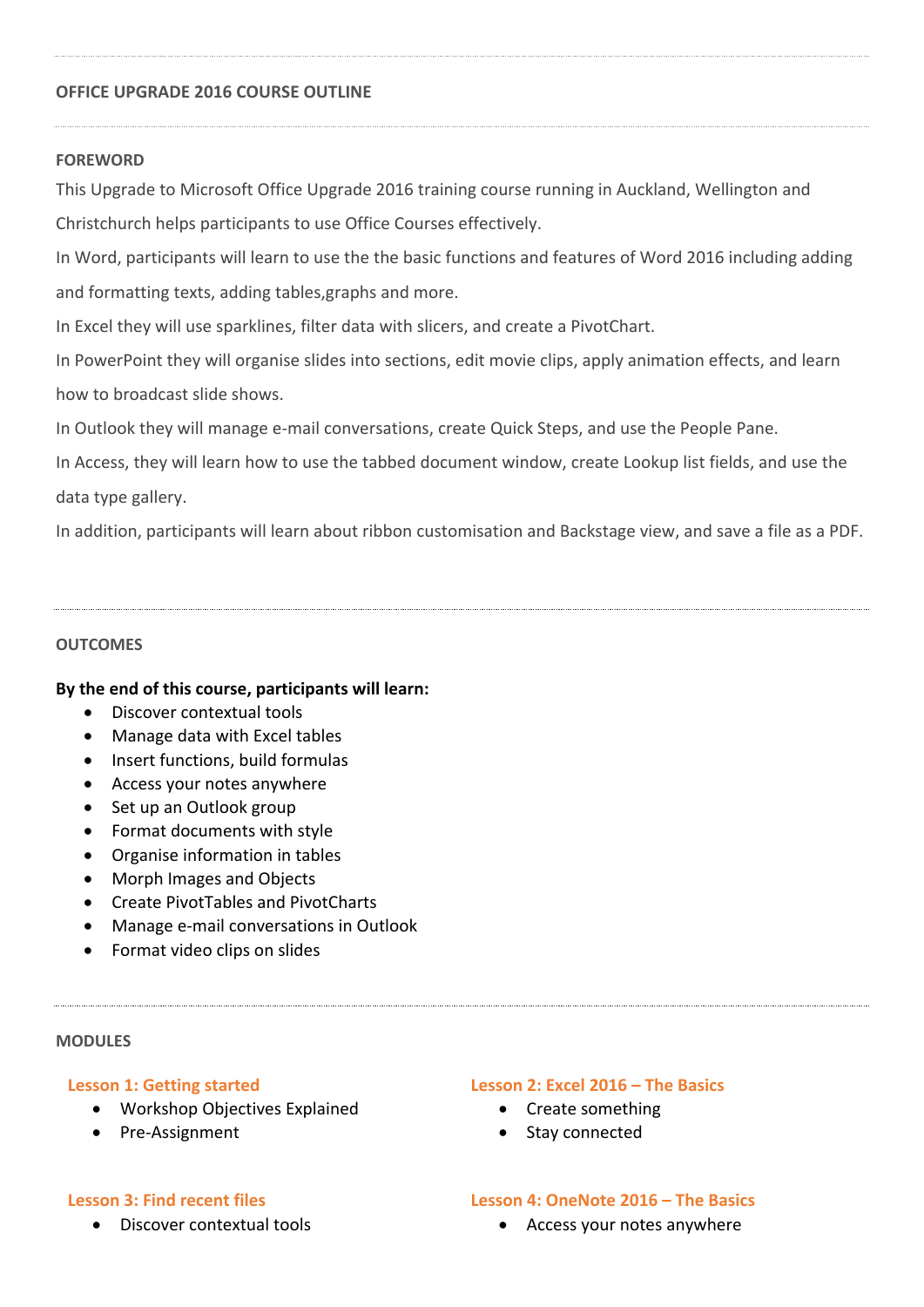## OFFICE UPGRADE 2016 COURSE OUTLINE

### FOREWORD

This Upgrade to Microsoft Office Upgrade 2016 training course running in Auckland, Wellington and Christchurch helps participants to use Office Courses effectively.

In Word, participants will learn to use the the basic functions and features of Word 2016 including adding and formatting texts, adding tables,graphs and more.

In Excel they will use sparklines, filter data with slicers, and create a PivotChart.

In PowerPoint they will organise slides into sections, edit movie clips, apply animation effects, and learn how to broadcast slide shows.

In Outlook they will manage e-mail conversations, create Quick Steps, and use the People Pane.

In Access, they will learn how to use the tabbed document window, create Lookup list fields, and use the data type gallery.

In addition, participants will learn about ribbon customisation and Backstage view, and save a file as a PDF.

### OUTCOMES

**By the end of this course, participants will learn:**

- Discover contextual tools
- Manage data with Excel tables
- Insert functions, build formulas
- Access your notes anywhere
- Set up an Outlook group
- Format documents with style
- Organise information in tables
- Morph Images and Objects
- Create PivotTables and PivotCharts
- Manage e-mail conversations in Outlook
- Format video clips on slides

### MODULES

#### Lesson 1: Getting started

- Workshop Objectives Explained
- Pre-Assignment

#### Lesson 2: Excel 2016 – The Basics

- Create something
- Stay connected

#### Lesson 3: Find recent files

- Discover contextual tools

#### Lesson 4: OneNote 2016 – The Basics

- Access your notes anywhere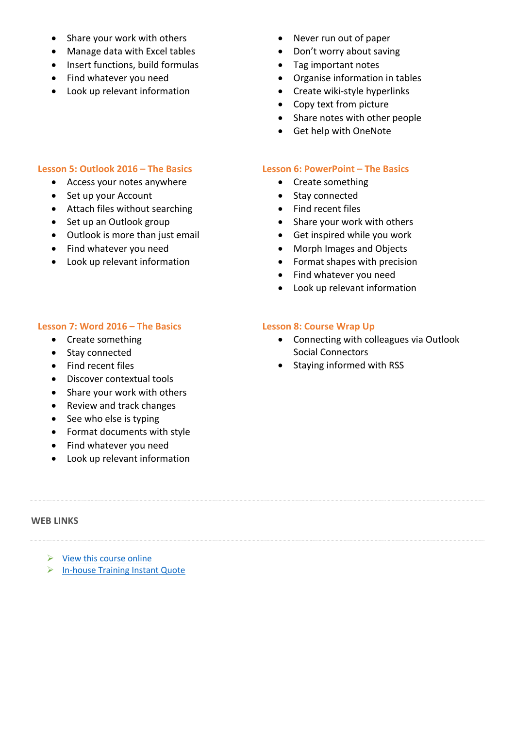- Share your work with others
- Manage data with Excel tables
- Insert functions, build formulas
- Find whatever you need
- Look up relevant information

- Never run out of paper
- Don't worry about saving
- Tag important notes
- Organise information in tables
- Create wiki-style hyperlinks
- Copy text from picture
- Share notes with other people
- Get help with OneNote

### Lesson 5: Outlook 2016 – The Basics

- Access your notes anywhere
- Set up your Account
- Attach files without searching
- Set up an Outlook group
- Outlook is more than just email
- Find whatever you need
- Look up relevant information

### Lesson 6: PowerPoint – The Basics

- Create something
- Stay connected
- Find recent files
- Share your work with others
- Get inspired while you work
- Morph Images and Objects
- Format shapes with precision
- Find whatever you need
- Look up relevant information

### Lesson 7: Word 2016 – The Basics

- Create something
- Stay connected
- Find recent files
- Discover contextual tools
- Share your work with others
- Review and track changes
- See who else is typing
- Format documents with style
- Find whatever you need
- Look up relevant information

### Lesson 8: Course Wrap Up

- Connecting with colleagues via Outlook Social Connectors
- Staying informed with RSS

## WEB LINKS

- View this course online
- In-house Training Instant Quote